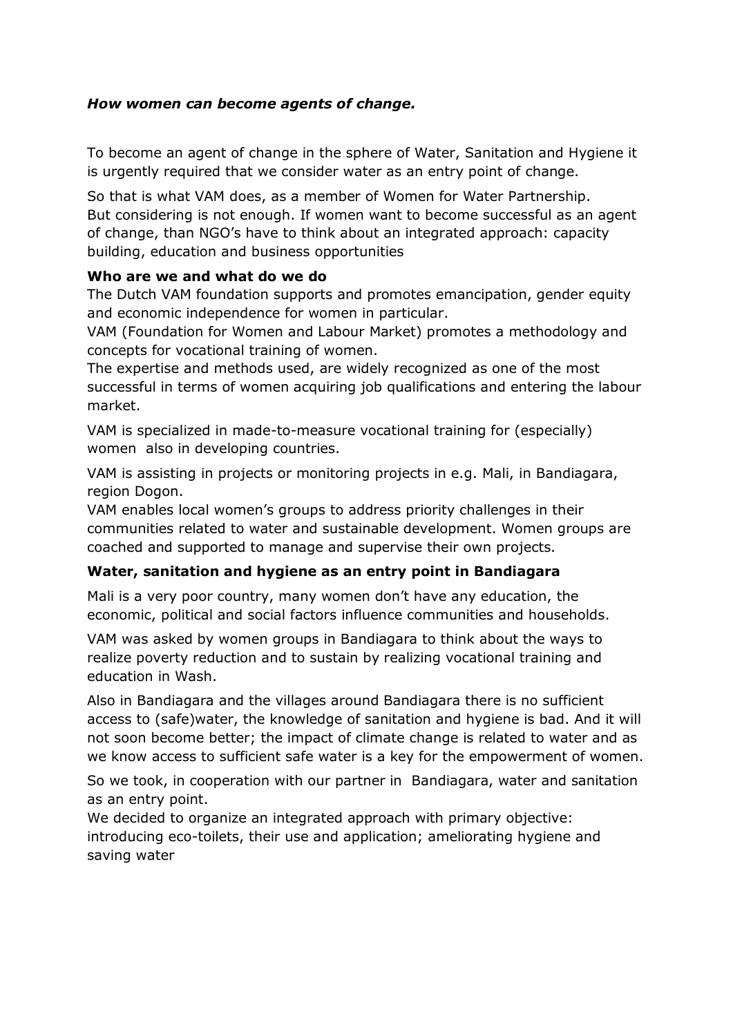***How women can become agents of change.***

To become an agent of change in the sphere of Water, Sanitation and Hygiene it is urgently required that we consider water as an entry point of change.

So that is what VAM does, as a member of Women for Water Partnership.
But considering is not enough. If women want to become successful as an agent of change, than NGO's have to think about an integrated approach: capacity building, education and business opportunities

**Who are we and what do we do**

The Dutch VAM foundation supports and promotes emancipation, gender equity and economic independence for women in particular.
VAM (Foundation for Women and Labour Market) promotes a methodology and concepts for vocational training of women.
The expertise and methods used, are widely recognized as one of the most successful in terms of women acquiring job qualifications and entering the labour market.

VAM is specialized in made-to-measure vocational training for (especially) women also in developing countries.

VAM is assisting in projects or monitoring projects in e.g. Mali, in Bandiagara, region Dogon.
VAM enables local women's groups to address priority challenges in their communities related to water and sustainable development. Women groups are coached and supported to manage and supervise their own projects.

**Water, sanitation and hygiene as an entry point in Bandiagara**

Mali is a very poor country, many women don't have any education, the economic, political and social factors influence communities and households.

VAM was asked by women groups in Bandiagara to think about the ways to realize poverty reduction and to sustain by realizing vocational training and education in Wash.

Also in Bandiagara and the villages around Bandiagara there is no sufficient access to (safe)water, the knowledge of sanitation and hygiene is bad. And it will not soon become better; the impact of climate change is related to water and as we know access to sufficient safe water is a key for the empowerment of women.

So we took, in cooperation with our partner in Bandiagara, water and sanitation as an entry point.
We decided to organize an integrated approach with primary objective: introducing eco-toilets, their use and application; ameliorating hygiene and saving water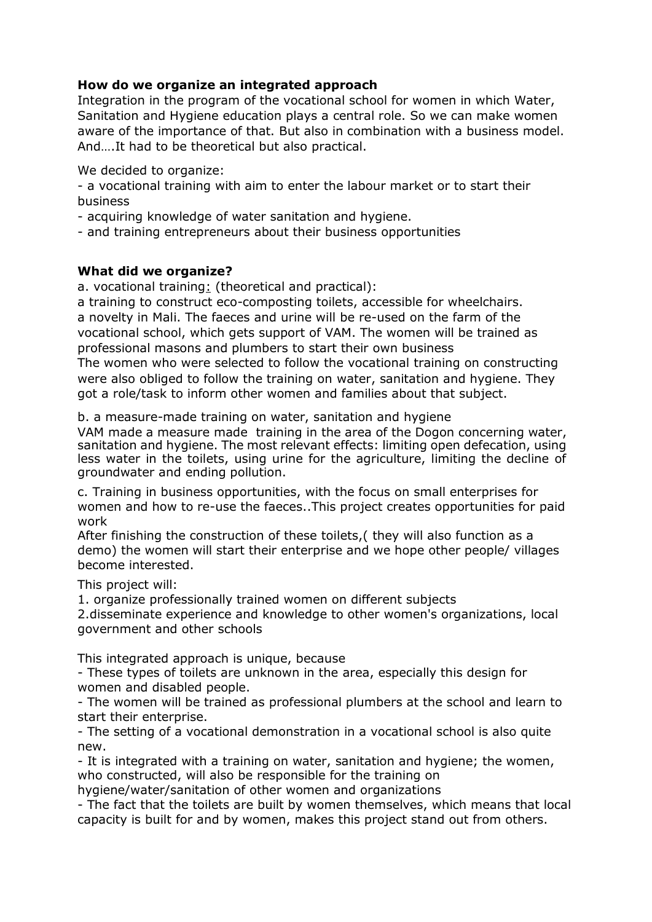**How do we organize an integrated approach**

Integration in the program of the vocational school for women in which Water, Sanitation and Hygiene education plays a central role. So we can make women aware of the importance of that. But also in combination with a business model. And….It had to be theoretical but also practical.

We decided to organize:

- a vocational training with aim to enter the labour market or to start their business
- acquiring knowledge of water sanitation and hygiene.
- and training entrepreneurs about their business opportunities

**What did we organize?**

a. vocational training: (theoretical and practical):

a training to construct eco-composting toilets, accessible for wheelchairs. a novelty in Mali. The faeces and urine will be re-used on the farm of the vocational school, which gets support of VAM. The women will be trained as professional masons and plumbers to start their own business

The women who were selected to follow the vocational training on constructing were also obliged to follow the training on water, sanitation and hygiene. They got a role/task to inform other women and families about that subject.

b. a measure-made training on water, sanitation and hygiene

VAM made a measure made training in the area of the Dogon concerning water, sanitation and hygiene. The most relevant effects: limiting open defecation, using less water in the toilets, using urine for the agriculture, limiting the decline of groundwater and ending pollution.

c. Training in business opportunities, with the focus on small enterprises for women and how to re-use the faeces..This project creates opportunities for paid work

After finishing the construction of these toilets,( they will also function as a demo) the women will start their enterprise and we hope other people/ villages become interested.

This project will:

1. organize professionally trained women on different subjects
2. disseminate experience and knowledge to other women's organizations, local government and other schools

This integrated approach is unique, because

- These types of toilets are unknown in the area, especially this design for women and disabled people.
- The women will be trained as professional plumbers at the school and learn to start their enterprise.
- The setting of a vocational demonstration in a vocational school is also quite new.
- It is integrated with a training on water, sanitation and hygiene; the women, who constructed, will also be responsible for the training on hygiene/water/sanitation of other women and organizations
- The fact that the toilets are built by women themselves, which means that local capacity is built for and by women, makes this project stand out from others.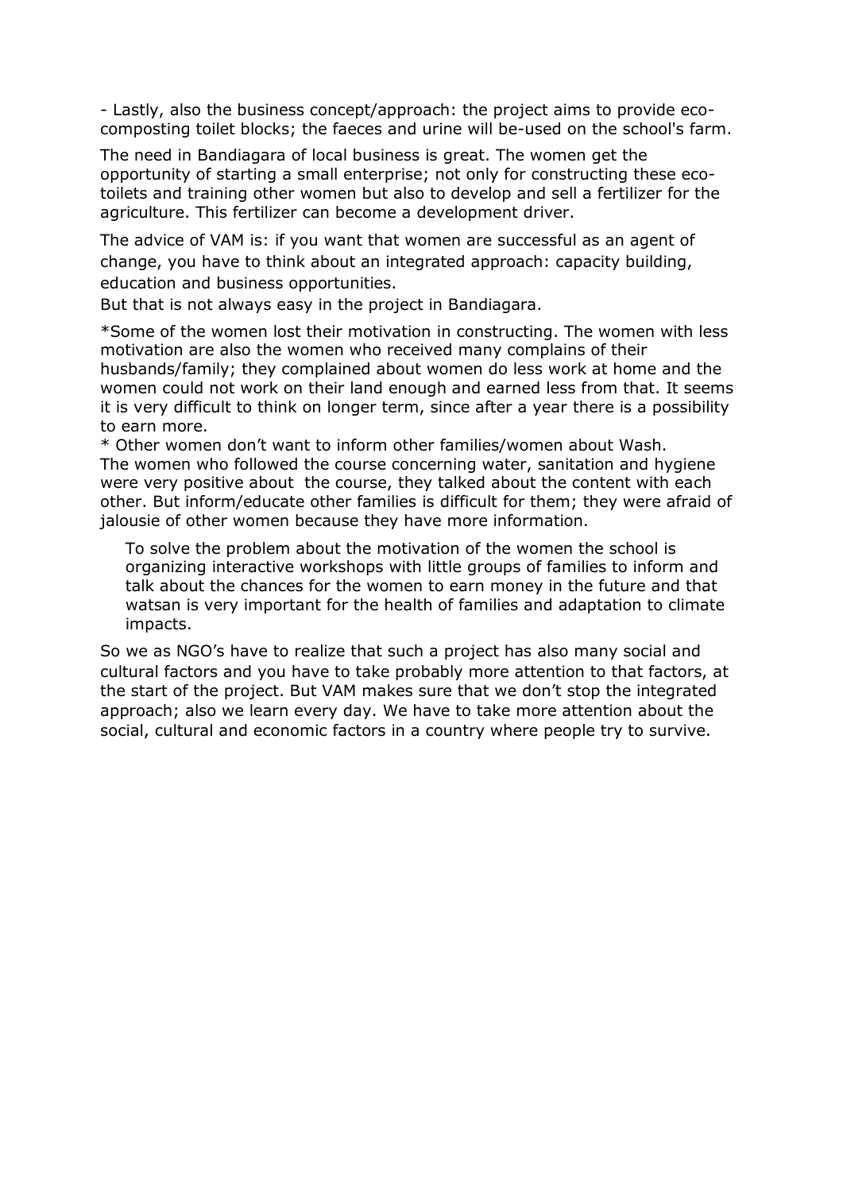- Lastly, also the business concept/approach: the project aims to provide eco-composting toilet blocks; the faeces and urine will be-used on the school's farm.

The need in Bandiagara of local business is great. The women get the opportunity of starting a small enterprise; not only for constructing these eco-toilets and training other women but also to develop and sell a fertilizer for the agriculture. This fertilizer can become a development driver.

The advice of VAM is: if you want that women are successful as an agent of change, you have to think about an integrated approach: capacity building, education and business opportunities.
But that is not always easy in the project in Bandiagara.

*Some of the women lost their motivation in constructing. The women with less motivation are also the women who received many complains of their husbands/family; they complained about women do less work at home and the women could not work on their land enough and earned less from that. It seems it is very difficult to think on longer term, since after a year there is a possibility to earn more.
* Other women don't want to inform other families/women about Wash. The women who followed the course concerning water, sanitation and hygiene were very positive about the course, they talked about the content with each other. But inform/educate other families is difficult for them; they were afraid of jalousie of other women because they have more information.

> To solve the problem about the motivation of the women the school is organizing interactive workshops with little groups of families to inform and talk about the chances for the women to earn money in the future and that watsan is very important for the health of families and adaptation to climate impacts.

So we as NGO's have to realize that such a project has also many social and cultural factors and you have to take probably more attention to that factors, at the start of the project. But VAM makes sure that we don't stop the integrated approach; also we learn every day. We have to take more attention about the social, cultural and economic factors in a country where people try to survive.